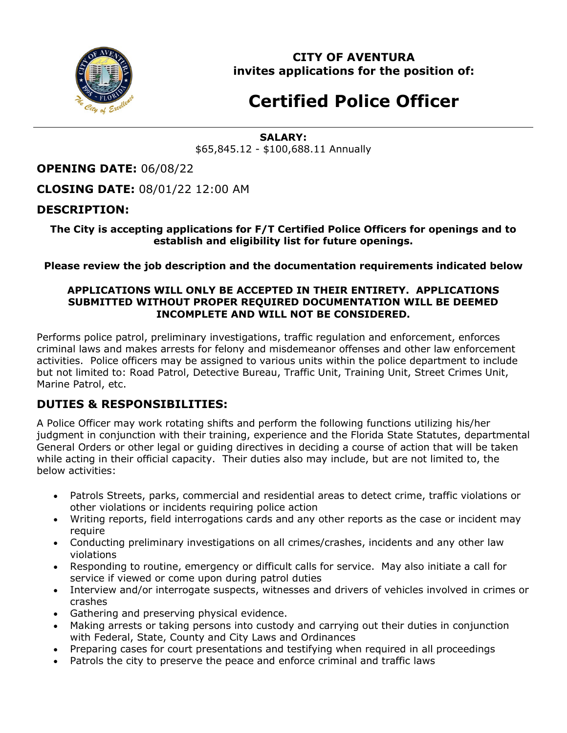**CITY OF AVENTURA**
**invites applications for the position of:**

# Certified Police Officer

**SALARY:**
$65,845.12 - $100,688.11 Annually

## OPENING DATE: 06/08/22

## CLOSING DATE: 08/01/22 12:00 AM

## DESCRIPTION:

**The City is accepting applications for F/T Certified Police Officers for openings and to establish and eligibility list for future openings.**

**Please review the job description and the documentation requirements indicated below**

**APPLICATIONS WILL ONLY BE ACCEPTED IN THEIR ENTIRETY. APPLICATIONS SUBMITTED WITHOUT PROPER REQUIRED DOCUMENTATION WILL BE DEEMED INCOMPLETE AND WILL NOT BE CONSIDERED.**

Performs police patrol, preliminary investigations, traffic regulation and enforcement, enforces criminal laws and makes arrests for felony and misdemeanor offenses and other law enforcement activities. Police officers may be assigned to various units within the police department to include but not limited to: Road Patrol, Detective Bureau, Traffic Unit, Training Unit, Street Crimes Unit, Marine Patrol, etc.

## DUTIES & RESPONSIBILITIES:

A Police Officer may work rotating shifts and perform the following functions utilizing his/her judgment in conjunction with their training, experience and the Florida State Statutes, departmental General Orders or other legal or guiding directives in deciding a course of action that will be taken while acting in their official capacity. Their duties also may include, but are not limited to, the below activities:

- Patrols Streets, parks, commercial and residential areas to detect crime, traffic violations or other violations or incidents requiring police action
- Writing reports, field interrogations cards and any other reports as the case or incident may require
- Conducting preliminary investigations on all crimes/crashes, incidents and any other law violations
- Responding to routine, emergency or difficult calls for service. May also initiate a call for service if viewed or come upon during patrol duties
- Interview and/or interrogate suspects, witnesses and drivers of vehicles involved in crimes or crashes
- Gathering and preserving physical evidence.
- Making arrests or taking persons into custody and carrying out their duties in conjunction with Federal, State, County and City Laws and Ordinances
- Preparing cases for court presentations and testifying when required in all proceedings
- Patrols the city to preserve the peace and enforce criminal and traffic laws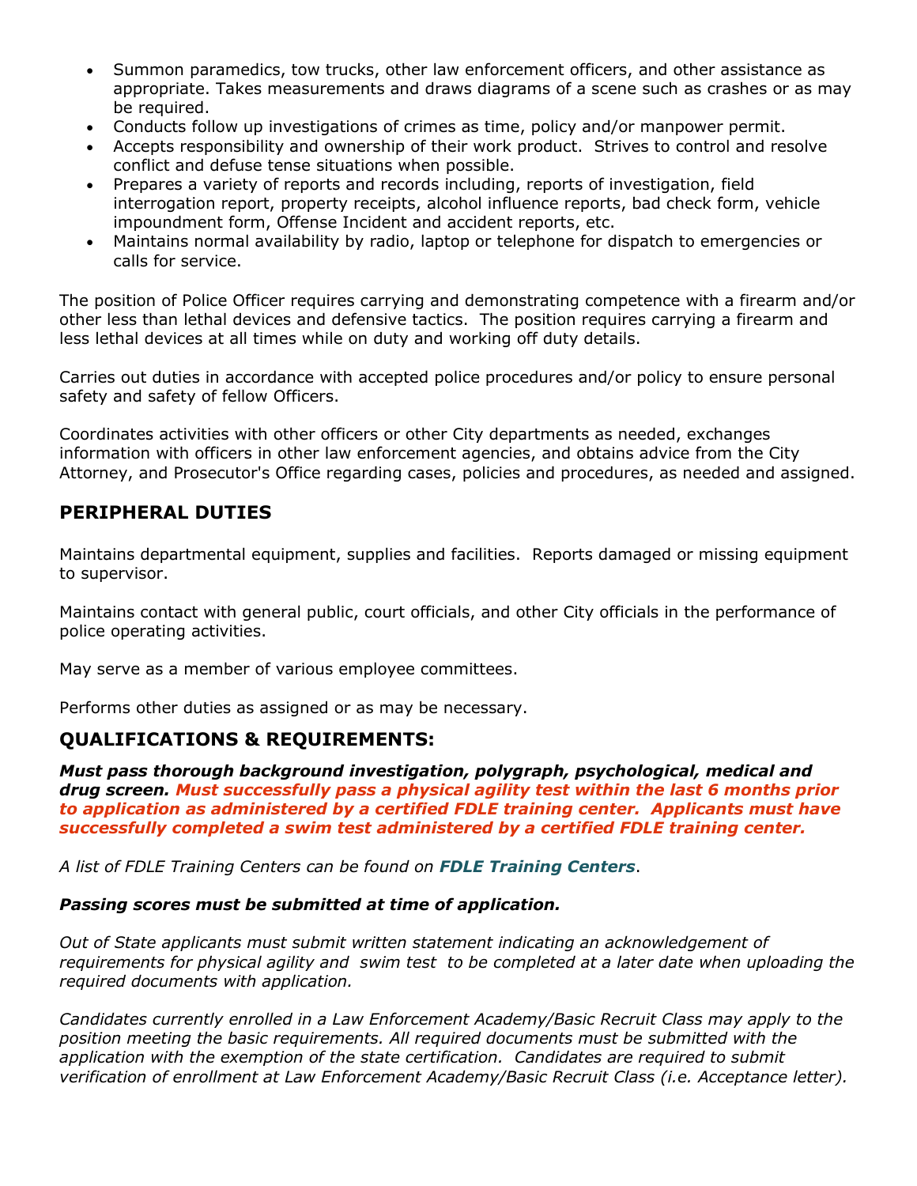- Summon paramedics, tow trucks, other law enforcement officers, and other assistance as appropriate. Takes measurements and draws diagrams of a scene such as crashes or as may be required.
- Conducts follow up investigations of crimes as time, policy and/or manpower permit.
- Accepts responsibility and ownership of their work product. Strives to control and resolve conflict and defuse tense situations when possible.
- Prepares a variety of reports and records including, reports of investigation, field interrogation report, property receipts, alcohol influence reports, bad check form, vehicle impoundment form, Offense Incident and accident reports, etc.
- Maintains normal availability by radio, laptop or telephone for dispatch to emergencies or calls for service.

The position of Police Officer requires carrying and demonstrating competence with a firearm and/or other less than lethal devices and defensive tactics. The position requires carrying a firearm and less lethal devices at all times while on duty and working off duty details.

Carries out duties in accordance with accepted police procedures and/or policy to ensure personal safety and safety of fellow Officers.

Coordinates activities with other officers or other City departments as needed, exchanges information with officers in other law enforcement agencies, and obtains advice from the City Attorney, and Prosecutor's Office regarding cases, policies and procedures, as needed and assigned.

## PERIPHERAL DUTIES

Maintains departmental equipment, supplies and facilities. Reports damaged or missing equipment to supervisor.

Maintains contact with general public, court officials, and other City officials in the performance of police operating activities.

May serve as a member of various employee committees.

Performs other duties as assigned or as may be necessary.

## QUALIFICATIONS & REQUIREMENTS:

***Must pass thorough background investigation, polygraph, psychological, medical and drug screen. Must successfully pass a physical agility test within the last 6 months prior to application as administered by a certified FDLE training center. Applicants must have successfully completed a swim test administered by a certified FDLE training center.***

*A list of FDLE Training Centers can be found on **FDLE Training Centers**.*

***Passing scores must be submitted at time of application.***

*Out of State applicants must submit written statement indicating an acknowledgement of requirements for physical agility and swim test to be completed at a later date when uploading the required documents with application.*

*Candidates currently enrolled in a Law Enforcement Academy/Basic Recruit Class may apply to the position meeting the basic requirements. All required documents must be submitted with the application with the exemption of the state certification. Candidates are required to submit verification of enrollment at Law Enforcement Academy/Basic Recruit Class (i.e. Acceptance letter).*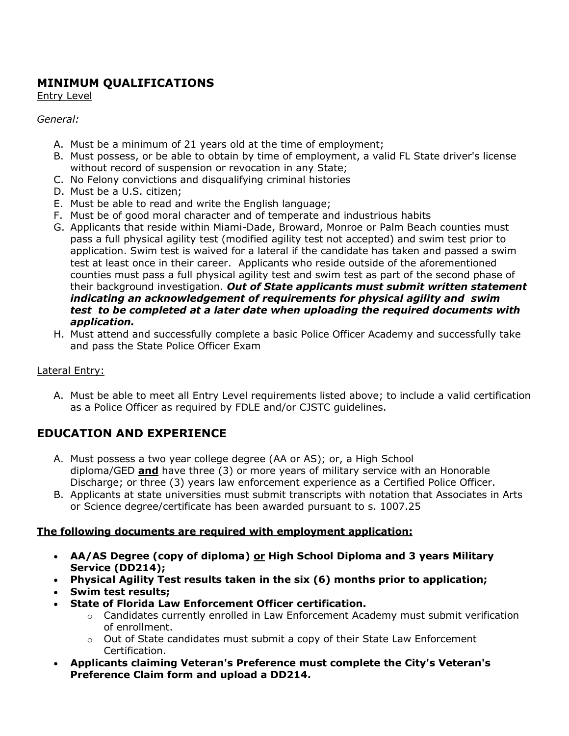## MINIMUM QUALIFICATIONS

Entry Level

*General:*

A. Must be a minimum of 21 years old at the time of employment;
B. Must possess, or be able to obtain by time of employment, a valid FL State driver's license without record of suspension or revocation in any State;
C. No Felony convictions and disqualifying criminal histories
D. Must be a U.S. citizen;
E. Must be able to read and write the English language;
F. Must be of good moral character and of temperate and industrious habits
G. Applicants that reside within Miami-Dade, Broward, Monroe or Palm Beach counties must pass a full physical agility test (modified agility test not accepted) and swim test prior to application. Swim test is waived for a lateral if the candidate has taken and passed a swim test at least once in their career. Applicants who reside outside of the aforementioned counties must pass a full physical agility test and swim test as part of the second phase of their background investigation. ***Out of State applicants must submit written statement indicating an acknowledgement of requirements for physical agility and swim test to be completed at a later date when uploading the required documents with application.***
H. Must attend and successfully complete a basic Police Officer Academy and successfully take and pass the State Police Officer Exam

Lateral Entry:

A. Must be able to meet all Entry Level requirements listed above; to include a valid certification as a Police Officer as required by FDLE and/or CJSTC guidelines.

## EDUCATION AND EXPERIENCE

A. Must possess a two year college degree (AA or AS); or, a High School diploma/GED **and** have three (3) or more years of military service with an Honorable Discharge; or three (3) years law enforcement experience as a Certified Police Officer.
B. Applicants at state universities must submit transcripts with notation that Associates in Arts or Science degree/certificate has been awarded pursuant to s. 1007.25

**The following documents are required with employment application:**

- **AA/AS Degree (copy of diploma) or High School Diploma and 3 years Military Service (DD214);**
- **Physical Agility Test results taken in the six (6) months prior to application;**
- **Swim test results;**
- **State of Florida Law Enforcement Officer certification.**
  - Candidates currently enrolled in Law Enforcement Academy must submit verification of enrollment.
  - Out of State candidates must submit a copy of their State Law Enforcement Certification.
- **Applicants claiming Veteran's Preference must complete the City's Veteran's Preference Claim form and upload a DD214.**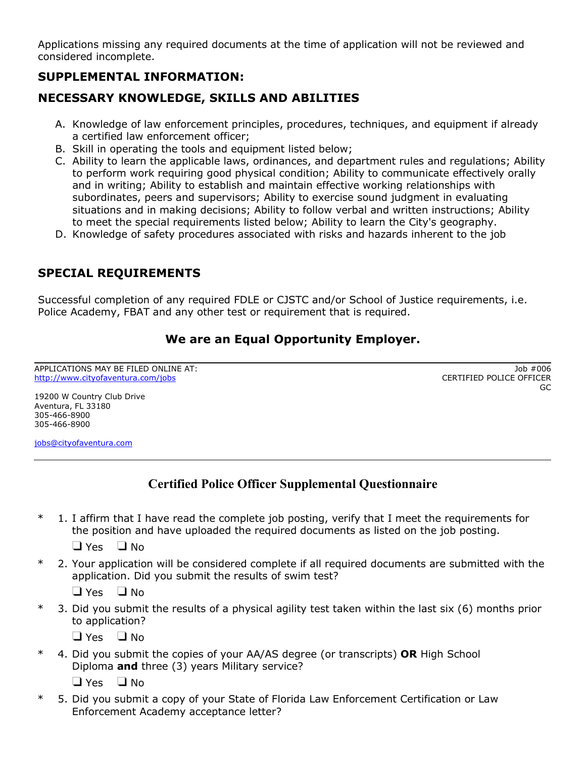Applications missing any required documents at the time of application will not be reviewed and considered incomplete.

## SUPPLEMENTAL INFORMATION:

## NECESSARY KNOWLEDGE, SKILLS AND ABILITIES

A. Knowledge of law enforcement principles, procedures, techniques, and equipment if already a certified law enforcement officer;
B. Skill in operating the tools and equipment listed below;
C. Ability to learn the applicable laws, ordinances, and department rules and regulations; Ability to perform work requiring good physical condition; Ability to communicate effectively orally and in writing; Ability to establish and maintain effective working relationships with subordinates, peers and supervisors; Ability to exercise sound judgment in evaluating situations and in making decisions; Ability to follow verbal and written instructions; Ability to meet the special requirements listed below; Ability to learn the City's geography.
D. Knowledge of safety procedures associated with risks and hazards inherent to the job

## SPECIAL REQUIREMENTS

Successful completion of any required FDLE or CJSTC and/or School of Justice requirements, i.e. Police Academy, FBAT and any other test or requirement that is required.

**We are an Equal Opportunity Employer.**

---

APPLICATIONS MAY BE FILED ONLINE AT:
http://www.cityofaventura.com/jobs

Job #006
CERTIFIED POLICE OFFICER
GC

19200 W Country Club Drive
Aventura, FL 33180
305-466-8900
305-466-8900

jobs@cityofaventura.com

---

## Certified Police Officer Supplemental Questionnaire

\* 1. I affirm that I have read the complete job posting, verify that I meet the requirements for the position and have uploaded the required documents as listed on the job posting.

❑ Yes ❑ No

\* 2. Your application will be considered complete if all required documents are submitted with the application. Did you submit the results of swim test?

❑ Yes ❑ No

\* 3. Did you submit the results of a physical agility test taken within the last six (6) months prior to application?

❑ Yes ❑ No

\* 4. Did you submit the copies of your AA/AS degree (or transcripts) **OR** High School Diploma **and** three (3) years Military service?

❑ Yes ❑ No

\* 5. Did you submit a copy of your State of Florida Law Enforcement Certification or Law Enforcement Academy acceptance letter?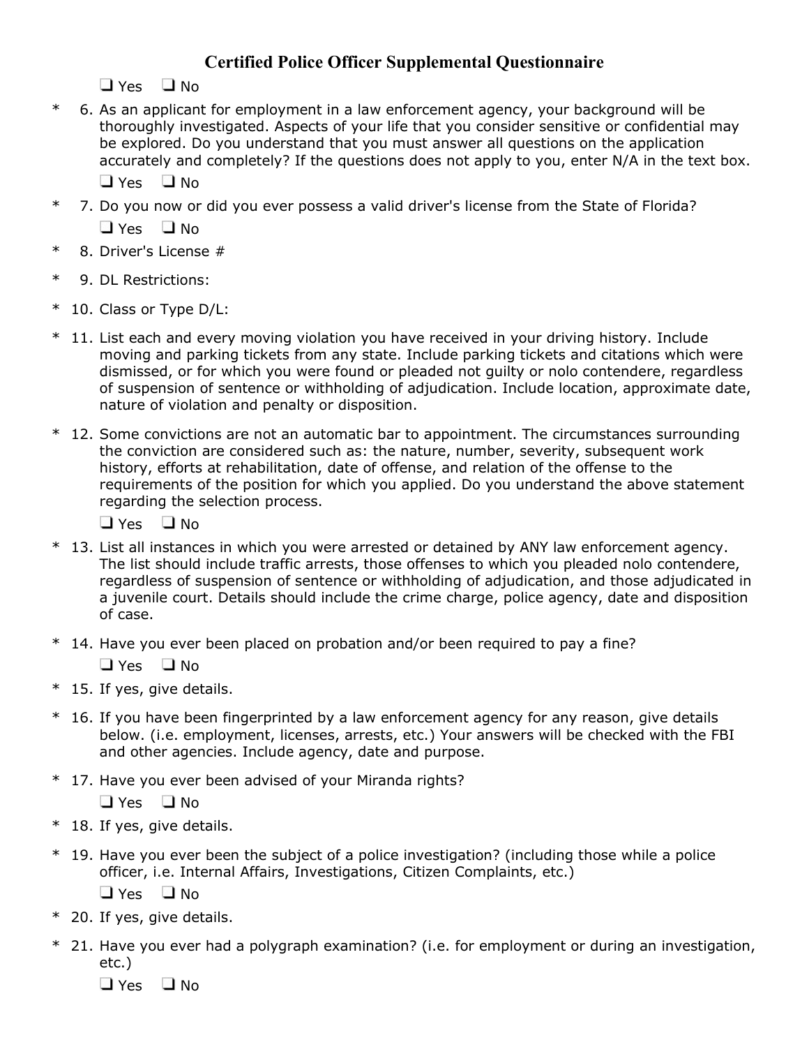# Certified Police Officer Supplemental Questionnaire

❑ Yes ❑ No

\* 6. As an applicant for employment in a law enforcement agency, your background will be thoroughly investigated. Aspects of your life that you consider sensitive or confidential may be explored. Do you understand that you must answer all questions on the application accurately and completely? If the questions does not apply to you, enter N/A in the text box.

❑ Yes ❑ No

\* 7. Do you now or did you ever possess a valid driver's license from the State of Florida?

❑ Yes ❑ No

\* 8. Driver's License #

\* 9. DL Restrictions:

\* 10. Class or Type D/L:

\* 11. List each and every moving violation you have received in your driving history. Include moving and parking tickets from any state. Include parking tickets and citations which were dismissed, or for which you were found or pleaded not guilty or nolo contendere, regardless of suspension of sentence or withholding of adjudication. Include location, approximate date, nature of violation and penalty or disposition.

\* 12. Some convictions are not an automatic bar to appointment. The circumstances surrounding the conviction are considered such as: the nature, number, severity, subsequent work history, efforts at rehabilitation, date of offense, and relation of the offense to the requirements of the position for which you applied. Do you understand the above statement regarding the selection process.

❑ Yes ❑ No

\* 13. List all instances in which you were arrested or detained by ANY law enforcement agency. The list should include traffic arrests, those offenses to which you pleaded nolo contendere, regardless of suspension of sentence or withholding of adjudication, and those adjudicated in a juvenile court. Details should include the crime charge, police agency, date and disposition of case.

\* 14. Have you ever been placed on probation and/or been required to pay a fine?

❑ Yes ❑ No

\* 15. If yes, give details.

\* 16. If you have been fingerprinted by a law enforcement agency for any reason, give details below. (i.e. employment, licenses, arrests, etc.) Your answers will be checked with the FBI and other agencies. Include agency, date and purpose.

\* 17. Have you ever been advised of your Miranda rights?

❑ Yes ❑ No

\* 18. If yes, give details.

\* 19. Have you ever been the subject of a police investigation? (including those while a police officer, i.e. Internal Affairs, Investigations, Citizen Complaints, etc.)

❑ Yes ❑ No

\* 20. If yes, give details.

\* 21. Have you ever had a polygraph examination? (i.e. for employment or during an investigation, etc.)

❑ Yes ❑ No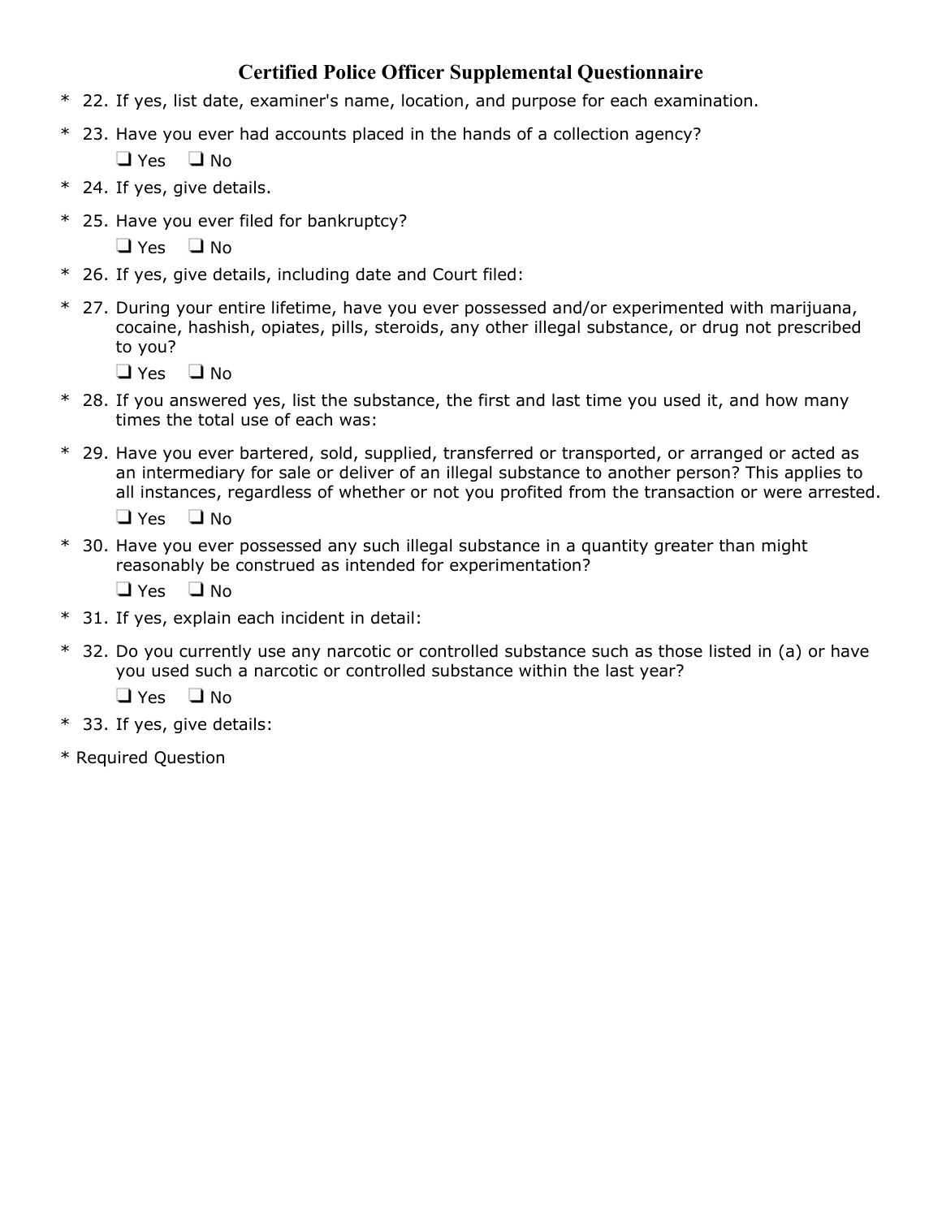## Certified Police Officer Supplemental Questionnaire

* 22. If yes, list date, examiner's name, location, and purpose for each examination.

* 23. Have you ever had accounts placed in the hands of a collection agency?

  ❑ Yes ❑ No

* 24. If yes, give details.

* 25. Have you ever filed for bankruptcy?

  ❑ Yes ❑ No

* 26. If yes, give details, including date and Court filed:

* 27. During your entire lifetime, have you ever possessed and/or experimented with marijuana, cocaine, hashish, opiates, pills, steroids, any other illegal substance, or drug not prescribed to you?

  ❑ Yes ❑ No

* 28. If you answered yes, list the substance, the first and last time you used it, and how many times the total use of each was:

* 29. Have you ever bartered, sold, supplied, transferred or transported, or arranged or acted as an intermediary for sale or deliver of an illegal substance to another person? This applies to all instances, regardless of whether or not you profited from the transaction or were arrested.

  ❑ Yes ❑ No

* 30. Have you ever possessed any such illegal substance in a quantity greater than might reasonably be construed as intended for experimentation?

  ❑ Yes ❑ No

* 31. If yes, explain each incident in detail:

* 32. Do you currently use any narcotic or controlled substance such as those listed in (a) or have you used such a narcotic or controlled substance within the last year?

  ❑ Yes ❑ No

* 33. If yes, give details:

* Required Question